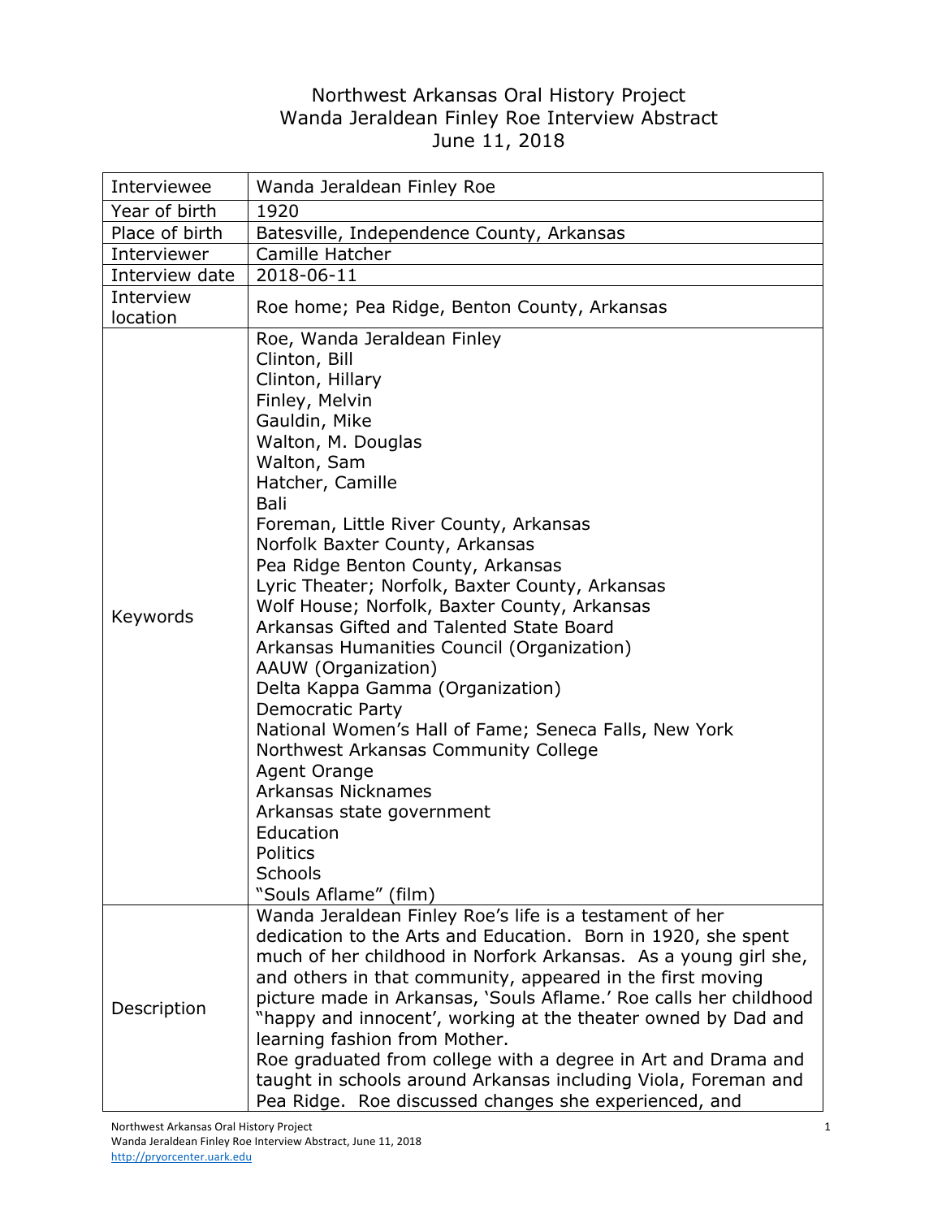# Northwest Arkansas Oral History Project
## Wanda Jeraldean Finley Roe Interview Abstract
### June 11, 2018

| Interviewee | Wanda Jeraldean Finley Roe |
|---|---|
| Year of birth | 1920 |
| Place of birth | Batesville, Independence County, Arkansas |
| Interviewer | Camille Hatcher |
| Interview date | 2018-06-11 |
| Interview location | Roe home; Pea Ridge, Benton County, Arkansas |
| Keywords | Roe, Wanda Jeraldean Finley<br>Clinton, Bill<br>Clinton, Hillary<br>Finley, Melvin<br>Gauldin, Mike<br>Walton, M. Douglas<br>Walton, Sam<br>Hatcher, Camille<br>Bali<br>Foreman, Little River County, Arkansas<br>Norfolk Baxter County, Arkansas<br>Pea Ridge Benton County, Arkansas<br>Lyric Theater; Norfolk, Baxter County, Arkansas<br>Wolf House; Norfolk, Baxter County, Arkansas<br>Arkansas Gifted and Talented State Board<br>Arkansas Humanities Council (Organization)<br>AAUW (Organization)<br>Delta Kappa Gamma (Organization)<br>Democratic Party<br>National Women's Hall of Fame; Seneca Falls, New York<br>Northwest Arkansas Community College<br>Agent Orange<br>Arkansas Nicknames<br>Arkansas state government<br>Education<br>Politics<br>Schools<br>"Souls Aflame" (film) |
| Description | Wanda Jeraldean Finley Roe's life is a testament of her dedication to the Arts and Education. Born in 1920, she spent much of her childhood in Norfork Arkansas. As a young girl she, and others in that community, appeared in the first moving picture made in Arkansas, 'Souls Aflame.' Roe calls her childhood "happy and innocent', working at the theater owned by Dad and learning fashion from Mother.<br>Roe graduated from college with a degree in Art and Drama and taught in schools around Arkansas including Viola, Foreman and Pea Ridge. Roe discussed changes she experienced, and |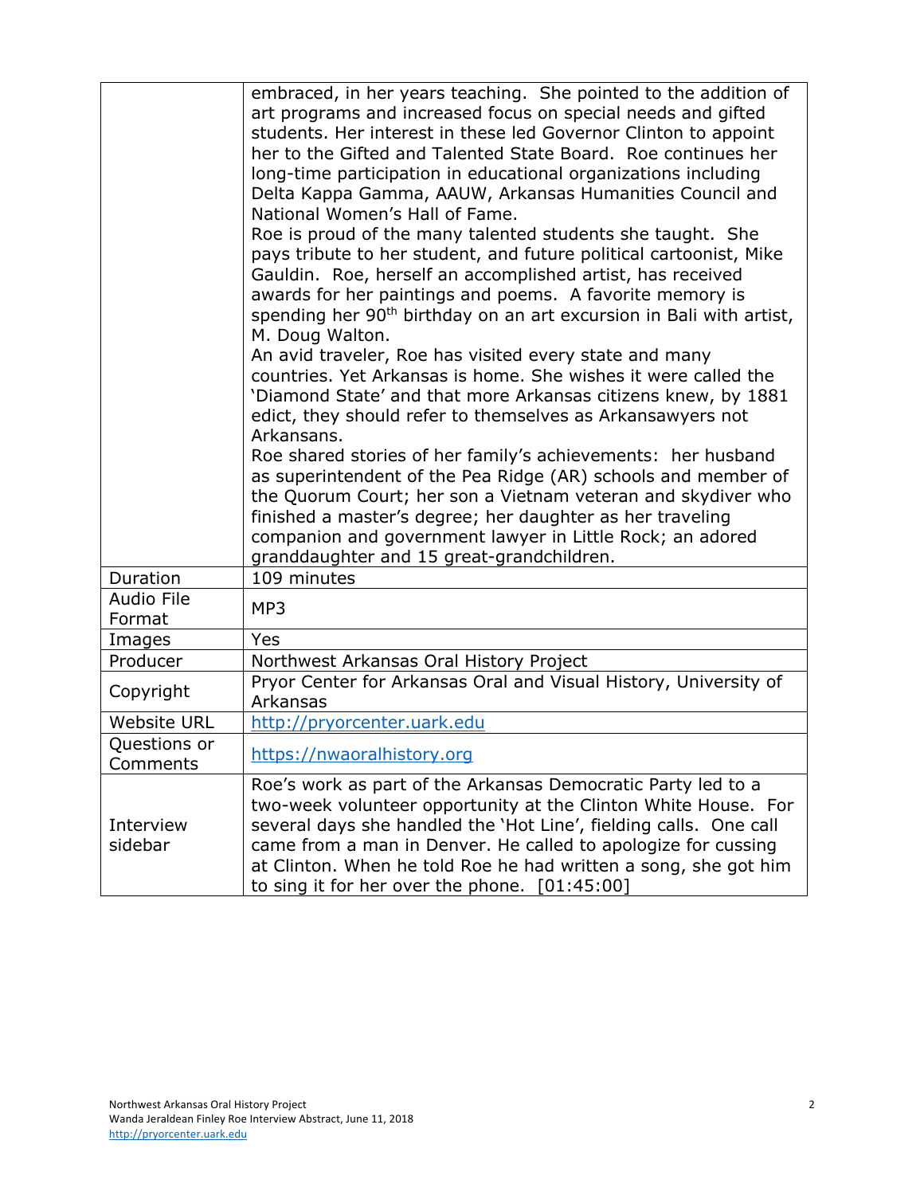| | |
|---|---|
| | embraced, in her years teaching. She pointed to the addition of art programs and increased focus on special needs and gifted students. Her interest in these led Governor Clinton to appoint her to the Gifted and Talented State Board. Roe continues her long-time participation in educational organizations including Delta Kappa Gamma, AAUW, Arkansas Humanities Council and National Women's Hall of Fame.<br>Roe is proud of the many talented students she taught. She pays tribute to her student, and future political cartoonist, Mike Gauldin. Roe, herself an accomplished artist, has received awards for her paintings and poems. A favorite memory is spending her 90th birthday on an art excursion in Bali with artist, M. Doug Walton.<br>An avid traveler, Roe has visited every state and many countries. Yet Arkansas is home. She wishes it were called the 'Diamond State' and that more Arkansas citizens knew, by 1881 edict, they should refer to themselves as Arkansawyers not Arkansans.<br>Roe shared stories of her family's achievements: her husband as superintendent of the Pea Ridge (AR) schools and member of the Quorum Court; her son a Vietnam veteran and skydiver who finished a master's degree; her daughter as her traveling companion and government lawyer in Little Rock; an adored granddaughter and 15 great-grandchildren. |
| Duration | 109 minutes |
| Audio File Format | MP3 |
| Images | Yes |
| Producer | Northwest Arkansas Oral History Project |
| Copyright | Pryor Center for Arkansas Oral and Visual History, University of Arkansas |
| Website URL | http://pryorcenter.uark.edu |
| Questions or Comments | https://nwaoralhistory.org |
| Interview sidebar | Roe's work as part of the Arkansas Democratic Party led to a two-week volunteer opportunity at the Clinton White House. For several days she handled the 'Hot Line', fielding calls. One call came from a man in Denver. He called to apologize for cussing at Clinton. When he told Roe he had written a song, she got him to sing it for her over the phone. [01:45:00] |